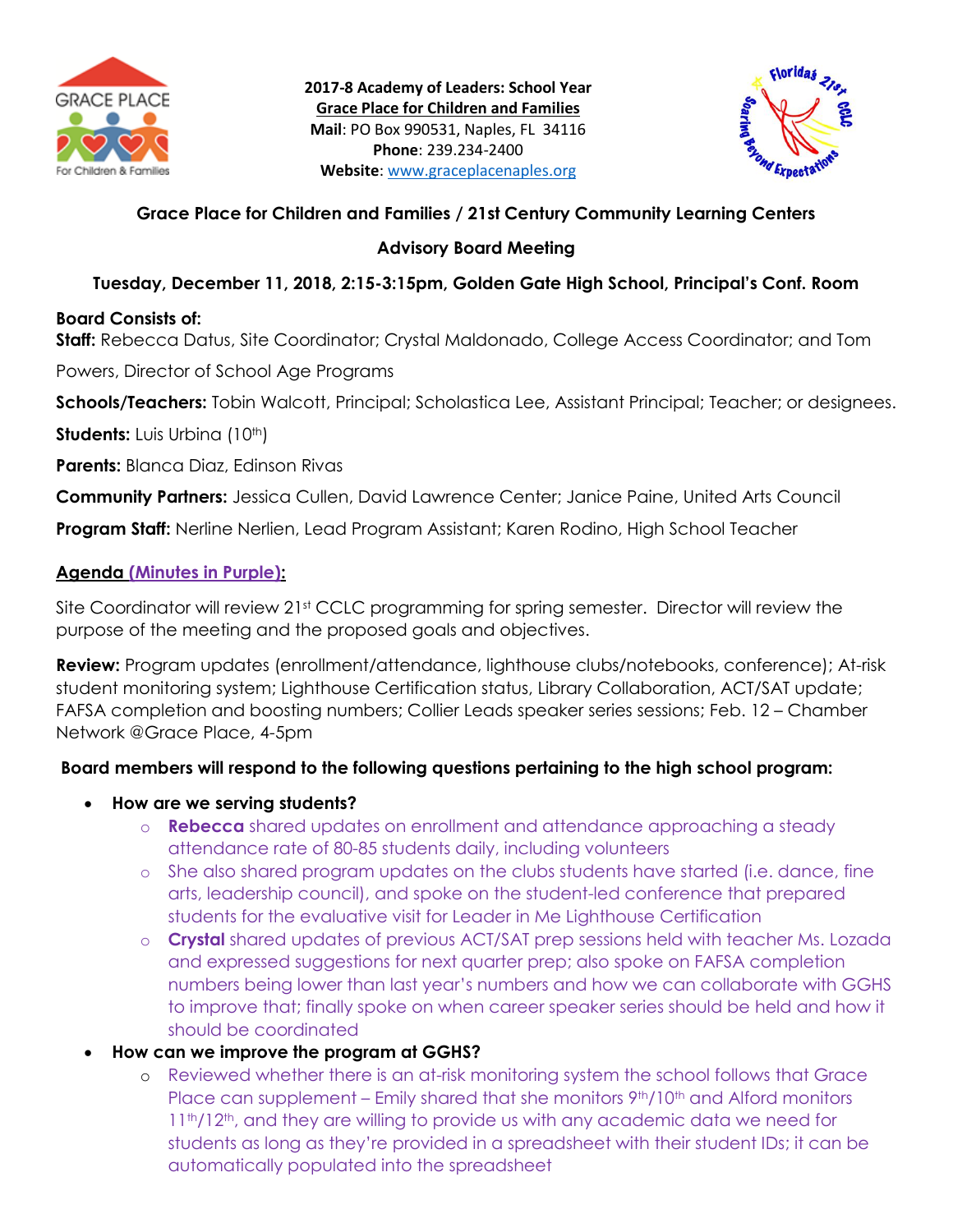**2017-8 Academy of Leaders: School Year**
**Grace Place for Children and Families**
**Mail**: PO Box 990531, Naples, FL 34116
**Phone**: 239.234-2400
**Website**: www.graceplacenaples.org

## Grace Place for Children and Families / 21st Century Community Learning Centers

## Advisory Board Meeting

### Tuesday, December 11, 2018, 2:15-3:15pm, Golden Gate High School, Principal's Conf. Room

**Board Consists of:**

**Staff:** Rebecca Datus, Site Coordinator; Crystal Maldonado, College Access Coordinator; and Tom Powers, Director of School Age Programs

**Schools/Teachers:** Tobin Walcott, Principal; Scholastica Lee, Assistant Principal; Teacher; or designees.

**Students:** Luis Urbina (10th)

**Parents:** Blanca Diaz, Edinson Rivas

**Community Partners:** Jessica Cullen, David Lawrence Center; Janice Paine, United Arts Council

**Program Staff:** Nerline Nerlien, Lead Program Assistant; Karen Rodino, High School Teacher

**Agenda (Minutes in Purple):**

Site Coordinator will review 21st CCLC programming for spring semester. Director will review the purpose of the meeting and the proposed goals and objectives.

**Review:** Program updates (enrollment/attendance, lighthouse clubs/notebooks, conference); At-risk student monitoring system; Lighthouse Certification status, Library Collaboration, ACT/SAT update; FAFSA completion and boosting numbers; Collier Leads speaker series sessions; Feb. 12 – Chamber Network @Grace Place, 4-5pm

**Board members will respond to the following questions pertaining to the high school program:**

- **How are we serving students?**
  - **Rebecca** shared updates on enrollment and attendance approaching a steady attendance rate of 80-85 students daily, including volunteers
  - She also shared program updates on the clubs students have started (i.e. dance, fine arts, leadership council), and spoke on the student-led conference that prepared students for the evaluative visit for Leader in Me Lighthouse Certification
  - **Crystal** shared updates of previous ACT/SAT prep sessions held with teacher Ms. Lozada and expressed suggestions for next quarter prep; also spoke on FAFSA completion numbers being lower than last year's numbers and how we can collaborate with GGHS to improve that; finally spoke on when career speaker series should be held and how it should be coordinated
- **How can we improve the program at GGHS?**
  - Reviewed whether there is an at-risk monitoring system the school follows that Grace Place can supplement – Emily shared that she monitors 9th/10th and Alford monitors 11th/12th, and they are willing to provide us with any academic data we need for students as long as they're provided in a spreadsheet with their student IDs; it can be automatically populated into the spreadsheet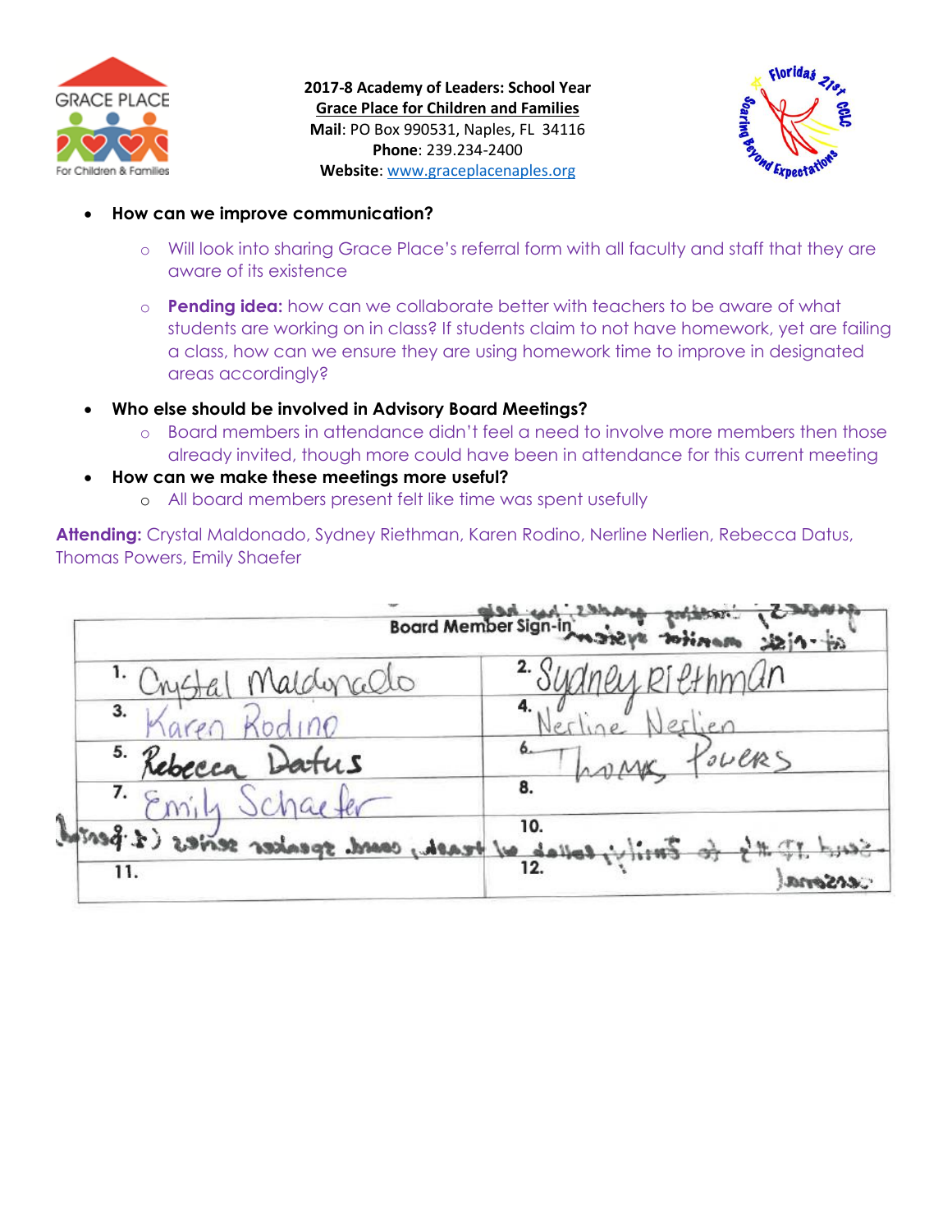**2017-8 Academy of Leaders: School Year**
**Grace Place for Children and Families**
**Mail**: PO Box 990531, Naples, FL 34116
**Phone**: 239.234-2400
**Website**: www.graceplacenaples.org

- **How can we improve communication?**
  - Will look into sharing Grace Place's referral form with all faculty and staff that they are aware of its existence
  - **Pending idea:** how can we collaborate better with teachers to be aware of what students are working on in class? If students claim to not have homework, yet are failing a class, how can we ensure they are using homework time to improve in designated areas accordingly?
- **Who else should be involved in Advisory Board Meetings?**
  - Board members in attendance didn't feel a need to involve more members then those already invited, though more could have been in attendance for this current meeting
- **How can we make these meetings more useful?**
  - All board members present felt like time was spent usefully

**Attending:** Crystal Maldonado, Sydney Riethman, Karen Rodino, Nerline Nerlien, Rebecca Datus, Thomas Powers, Emily Shaefer

| Board Member Sign-in | |
|---|---|
| 1. Crystal Maldonado | 2. Sydney Riethman |
| 3. Karen Rodino | 4. Nerline Nerlien |
| 5. Rebecca Datus | 6. Thomas Powers |
| 7. Emily Schaefer | 8. |
| 9. | 10. |
| 11. | 12. |